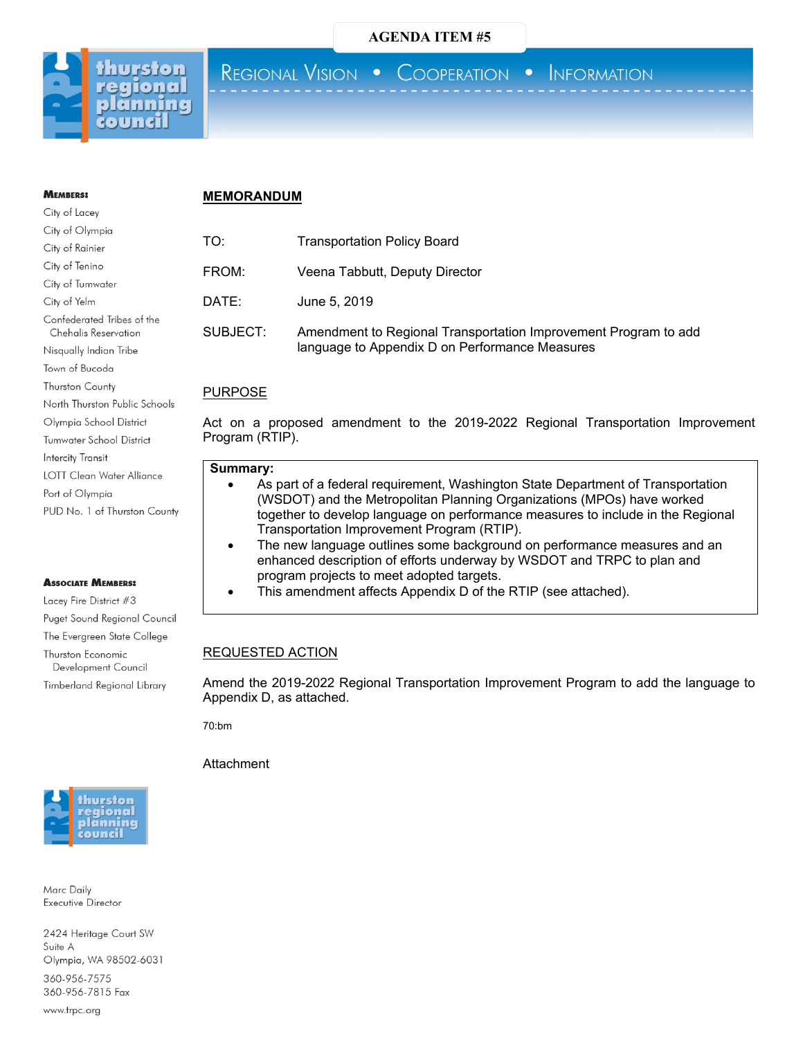**AGENDA ITEM #5**

thurston regional planning council

REGIONAL VISION • COOPERATION • INFORMATION

**MEMBERS:**
City of Lacey
City of Olympia
City of Rainier
City of Tenino
City of Tumwater
City of Yelm
Confederated Tribes of the Chehalis Reservation
Nisqually Indian Tribe
Town of Bucoda
Thurston County
North Thurston Public Schools
Olympia School District
Tumwater School District
Intercity Transit
LOTT Clean Water Alliance
Port of Olympia
PUD No. 1 of Thurston County

**ASSOCIATE MEMBERS:**
Lacey Fire District #3
Puget Sound Regional Council
The Evergreen State College
Thurston Economic Development Council
Timberland Regional Library

Marc Daily
Executive Director

2424 Heritage Court SW
Suite A
Olympia, WA 98502-6031
360-956-7575
360-956-7815 Fax
www.trpc.org

## MEMORANDUM

TO: Transportation Policy Board

FROM: Veena Tabbutt, Deputy Director

DATE: June 5, 2019

SUBJECT: Amendment to Regional Transportation Improvement Program to add language to Appendix D on Performance Measures

### PURPOSE

Act on a proposed amendment to the 2019-2022 Regional Transportation Improvement Program (RTIP).

**Summary:**

- As part of a federal requirement, Washington State Department of Transportation (WSDOT) and the Metropolitan Planning Organizations (MPOs) have worked together to develop language on performance measures to include in the Regional Transportation Improvement Program (RTIP).
- The new language outlines some background on performance measures and an enhanced description of efforts underway by WSDOT and TRPC to plan and program projects to meet adopted targets.
- This amendment affects Appendix D of the RTIP (see attached).

### REQUESTED ACTION

Amend the 2019-2022 Regional Transportation Improvement Program to add the language to Appendix D, as attached.

70:bm

Attachment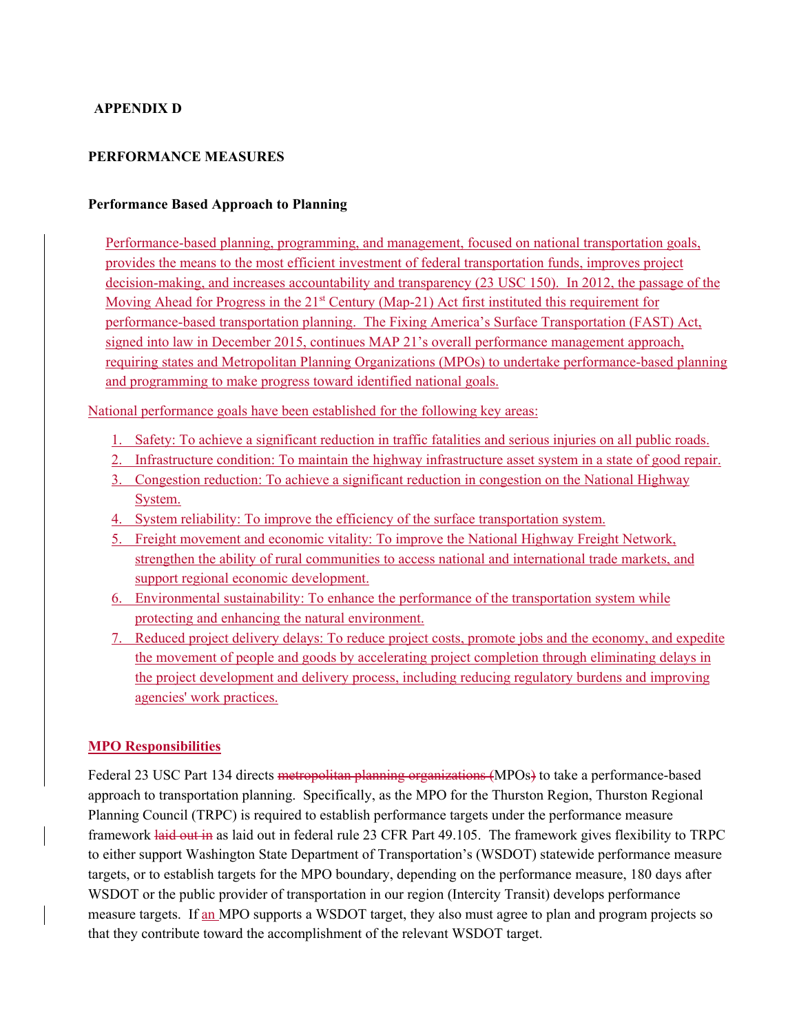## APPENDIX D

### PERFORMANCE MEASURES

#### Performance Based Approach to Planning

Performance-based planning, programming, and management, focused on national transportation goals, provides the means to the most efficient investment of federal transportation funds, improves project decision-making, and increases accountability and transparency (23 USC 150). In 2012, the passage of the Moving Ahead for Progress in the 21st Century (Map-21) Act first instituted this requirement for performance-based transportation planning. The Fixing America's Surface Transportation (FAST) Act, signed into law in December 2015, continues MAP 21's overall performance management approach, requiring states and Metropolitan Planning Organizations (MPOs) to undertake performance-based planning and programming to make progress toward identified national goals.

National performance goals have been established for the following key areas:

1. Safety: To achieve a significant reduction in traffic fatalities and serious injuries on all public roads.
2. Infrastructure condition: To maintain the highway infrastructure asset system in a state of good repair.
3. Congestion reduction: To achieve a significant reduction in congestion on the National Highway System.
4. System reliability: To improve the efficiency of the surface transportation system.
5. Freight movement and economic vitality: To improve the National Highway Freight Network, strengthen the ability of rural communities to access national and international trade markets, and support regional economic development.
6. Environmental sustainability: To enhance the performance of the transportation system while protecting and enhancing the natural environment.
7. Reduced project delivery delays: To reduce project costs, promote jobs and the economy, and expedite the movement of people and goods by accelerating project completion through eliminating delays in the project development and delivery process, including reducing regulatory burdens and improving agencies' work practices.

#### MPO Responsibilities

Federal 23 USC Part 134 directs ~~metropolitan planning organizations (~~MPOs~~)~~ to take a performance-based approach to transportation planning. Specifically, as the MPO for the Thurston Region, Thurston Regional Planning Council (TRPC) is required to establish performance targets under the performance measure framework ~~laid out in~~ as laid out in federal rule 23 CFR Part 49.105. The framework gives flexibility to TRPC to either support Washington State Department of Transportation's (WSDOT) statewide performance measure targets, or to establish targets for the MPO boundary, depending on the performance measure, 180 days after WSDOT or the public provider of transportation in our region (Intercity Transit) develops performance measure targets. If an MPO supports a WSDOT target, they also must agree to plan and program projects so that they contribute toward the accomplishment of the relevant WSDOT target.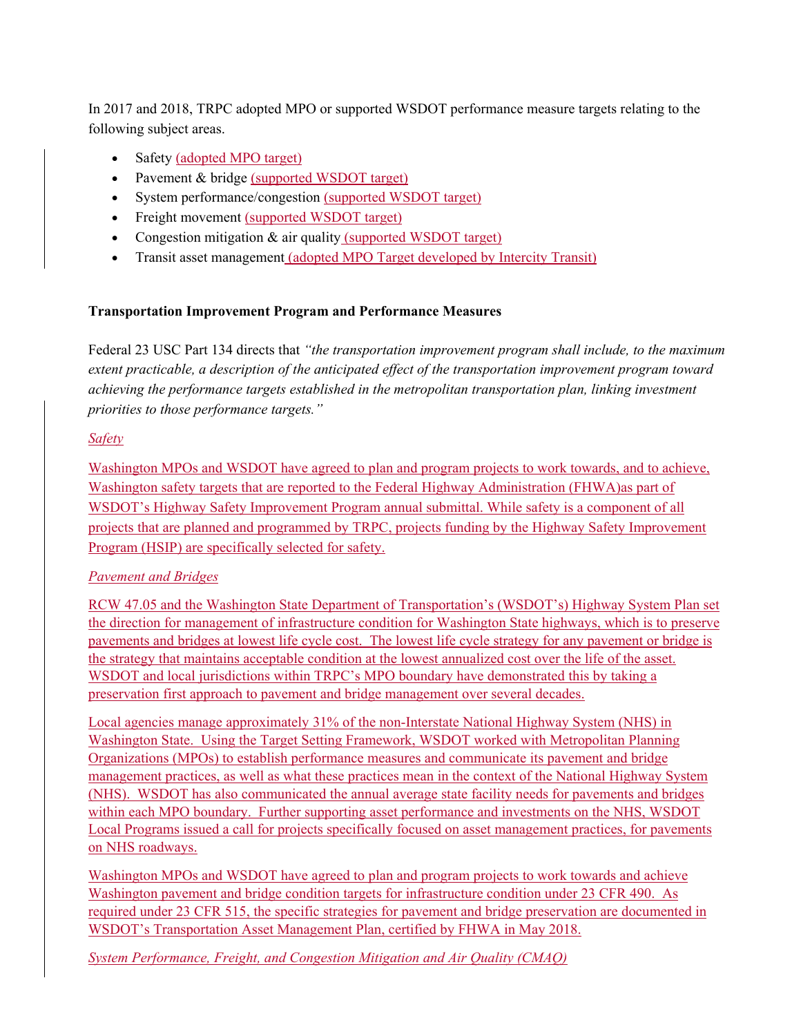In 2017 and 2018, TRPC adopted MPO or supported WSDOT performance measure targets relating to the following subject areas.

- Safety (adopted MPO target)
- Pavement & bridge (supported WSDOT target)
- System performance/congestion (supported WSDOT target)
- Freight movement (supported WSDOT target)
- Congestion mitigation & air quality (supported WSDOT target)
- Transit asset management (adopted MPO Target developed by Intercity Transit)

**Transportation Improvement Program and Performance Measures**

Federal 23 USC Part 134 directs that *"the transportation improvement program shall include, to the maximum extent practicable, a description of the anticipated effect of the transportation improvement program toward achieving the performance targets established in the metropolitan transportation plan, linking investment priorities to those performance targets."*

*Safety*

Washington MPOs and WSDOT have agreed to plan and program projects to work towards, and to achieve, Washington safety targets that are reported to the Federal Highway Administration (FHWA)as part of WSDOT's Highway Safety Improvement Program annual submittal. While safety is a component of all projects that are planned and programmed by TRPC, projects funding by the Highway Safety Improvement Program (HSIP) are specifically selected for safety.

*Pavement and Bridges*

RCW 47.05 and the Washington State Department of Transportation's (WSDOT's) Highway System Plan set the direction for management of infrastructure condition for Washington State highways, which is to preserve pavements and bridges at lowest life cycle cost. The lowest life cycle strategy for any pavement or bridge is the strategy that maintains acceptable condition at the lowest annualized cost over the life of the asset. WSDOT and local jurisdictions within TRPC's MPO boundary have demonstrated this by taking a preservation first approach to pavement and bridge management over several decades.

Local agencies manage approximately 31% of the non-Interstate National Highway System (NHS) in Washington State. Using the Target Setting Framework, WSDOT worked with Metropolitan Planning Organizations (MPOs) to establish performance measures and communicate its pavement and bridge management practices, as well as what these practices mean in the context of the National Highway System (NHS). WSDOT has also communicated the annual average state facility needs for pavements and bridges within each MPO boundary. Further supporting asset performance and investments on the NHS, WSDOT Local Programs issued a call for projects specifically focused on asset management practices, for pavements on NHS roadways.

Washington MPOs and WSDOT have agreed to plan and program projects to work towards and achieve Washington pavement and bridge condition targets for infrastructure condition under 23 CFR 490. As required under 23 CFR 515, the specific strategies for pavement and bridge preservation are documented in WSDOT's Transportation Asset Management Plan, certified by FHWA in May 2018.

*System Performance, Freight, and Congestion Mitigation and Air Quality (CMAQ)*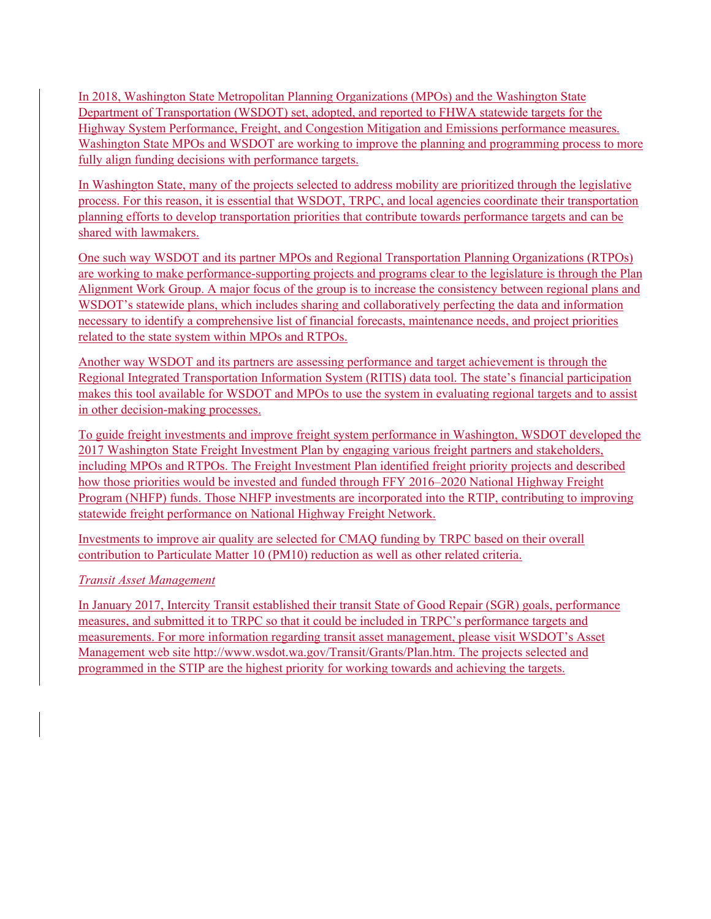In 2018, Washington State Metropolitan Planning Organizations (MPOs) and the Washington State Department of Transportation (WSDOT) set, adopted, and reported to FHWA statewide targets for the Highway System Performance, Freight, and Congestion Mitigation and Emissions performance measures. Washington State MPOs and WSDOT are working to improve the planning and programming process to more fully align funding decisions with performance targets.

In Washington State, many of the projects selected to address mobility are prioritized through the legislative process. For this reason, it is essential that WSDOT, TRPC, and local agencies coordinate their transportation planning efforts to develop transportation priorities that contribute towards performance targets and can be shared with lawmakers.

One such way WSDOT and its partner MPOs and Regional Transportation Planning Organizations (RTPOs) are working to make performance-supporting projects and programs clear to the legislature is through the Plan Alignment Work Group. A major focus of the group is to increase the consistency between regional plans and WSDOT's statewide plans, which includes sharing and collaboratively perfecting the data and information necessary to identify a comprehensive list of financial forecasts, maintenance needs, and project priorities related to the state system within MPOs and RTPOs.

Another way WSDOT and its partners are assessing performance and target achievement is through the Regional Integrated Transportation Information System (RITIS) data tool. The state's financial participation makes this tool available for WSDOT and MPOs to use the system in evaluating regional targets and to assist in other decision-making processes.

To guide freight investments and improve freight system performance in Washington, WSDOT developed the 2017 Washington State Freight Investment Plan by engaging various freight partners and stakeholders, including MPOs and RTPOs. The Freight Investment Plan identified freight priority projects and described how those priorities would be invested and funded through FFY 2016–2020 National Highway Freight Program (NHFP) funds. Those NHFP investments are incorporated into the RTIP, contributing to improving statewide freight performance on National Highway Freight Network.

Investments to improve air quality are selected for CMAQ funding by TRPC based on their overall contribution to Particulate Matter 10 (PM10) reduction as well as other related criteria.

*Transit Asset Management*

In January 2017, Intercity Transit established their transit State of Good Repair (SGR) goals, performance measures, and submitted it to TRPC so that it could be included in TRPC's performance targets and measurements. For more information regarding transit asset management, please visit WSDOT's Asset Management web site http://www.wsdot.wa.gov/Transit/Grants/Plan.htm. The projects selected and programmed in the STIP are the highest priority for working towards and achieving the targets.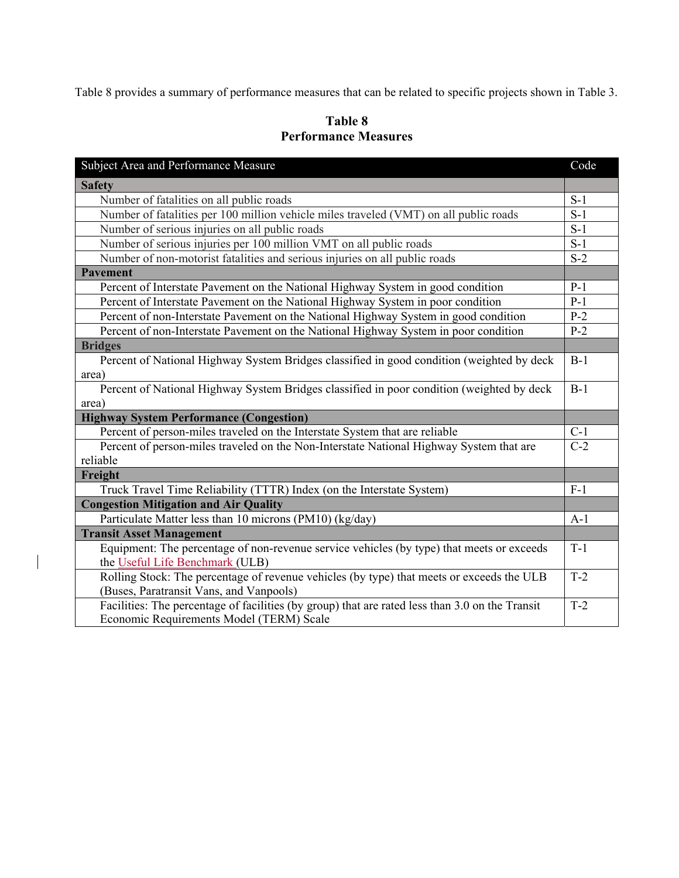Table 8 provides a summary of performance measures that can be related to specific projects shown in Table 3.

**Table 8**
**Performance Measures**

| Subject Area and Performance Measure | Code |
| --- | --- |
| **Safety** | |
| Number of fatalities on all public roads | S-1 |
| Number of fatalities per 100 million vehicle miles traveled (VMT) on all public roads | S-1 |
| Number of serious injuries on all public roads | S-1 |
| Number of serious injuries per 100 million VMT on all public roads | S-1 |
| Number of non-motorist fatalities and serious injuries on all public roads | S-2 |
| **Pavement** | |
| Percent of Interstate Pavement on the National Highway System in good condition | P-1 |
| Percent of Interstate Pavement on the National Highway System in poor condition | P-1 |
| Percent of non-Interstate Pavement on the National Highway System in good condition | P-2 |
| Percent of non-Interstate Pavement on the National Highway System in poor condition | P-2 |
| **Bridges** | |
| Percent of National Highway System Bridges classified in good condition (weighted by deck area) | B-1 |
| Percent of National Highway System Bridges classified in poor condition (weighted by deck area) | B-1 |
| **Highway System Performance (Congestion)** | |
| Percent of person-miles traveled on the Interstate System that are reliable | C-1 |
| Percent of person-miles traveled on the Non-Interstate National Highway System that are reliable | C-2 |
| **Freight** | |
| Truck Travel Time Reliability (TTTR) Index (on the Interstate System) | F-1 |
| **Congestion Mitigation and Air Quality** | |
| Particulate Matter less than 10 microns (PM10) (kg/day) | A-1 |
| **Transit Asset Management** | |
| Equipment: The percentage of non-revenue service vehicles (by type) that meets or exceeds the Useful Life Benchmark (ULB) | T-1 |
| Rolling Stock: The percentage of revenue vehicles (by type) that meets or exceeds the ULB (Buses, Paratransit Vans, and Vanpools) | T-2 |
| Facilities: The percentage of facilities (by group) that are rated less than 3.0 on the Transit Economic Requirements Model (TERM) Scale | T-2 |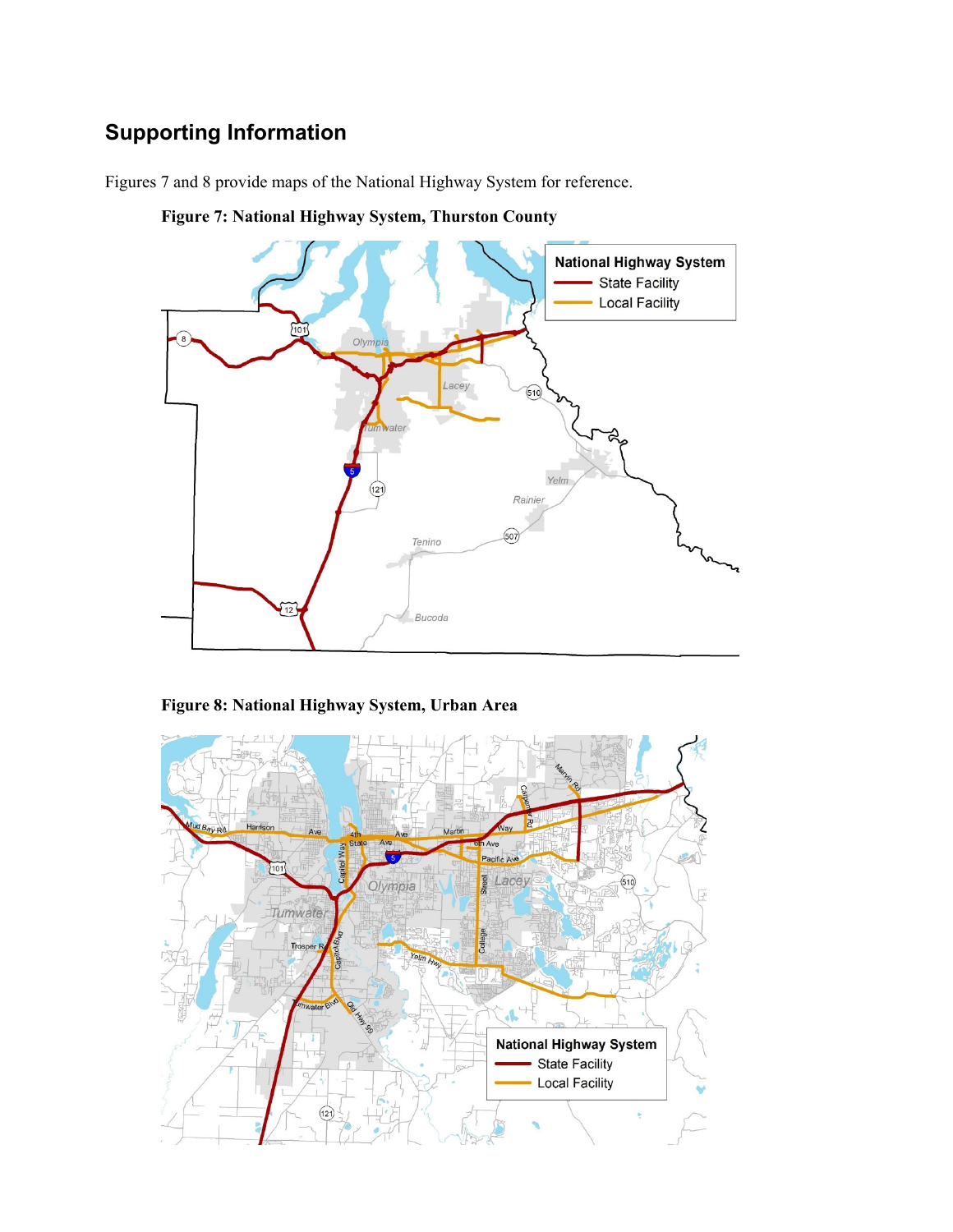## Supporting Information

Figures 7 and 8 provide maps of the National Highway System for reference.

**Figure 7: National Highway System, Thurston County**

**Figure 8: National Highway System, Urban Area**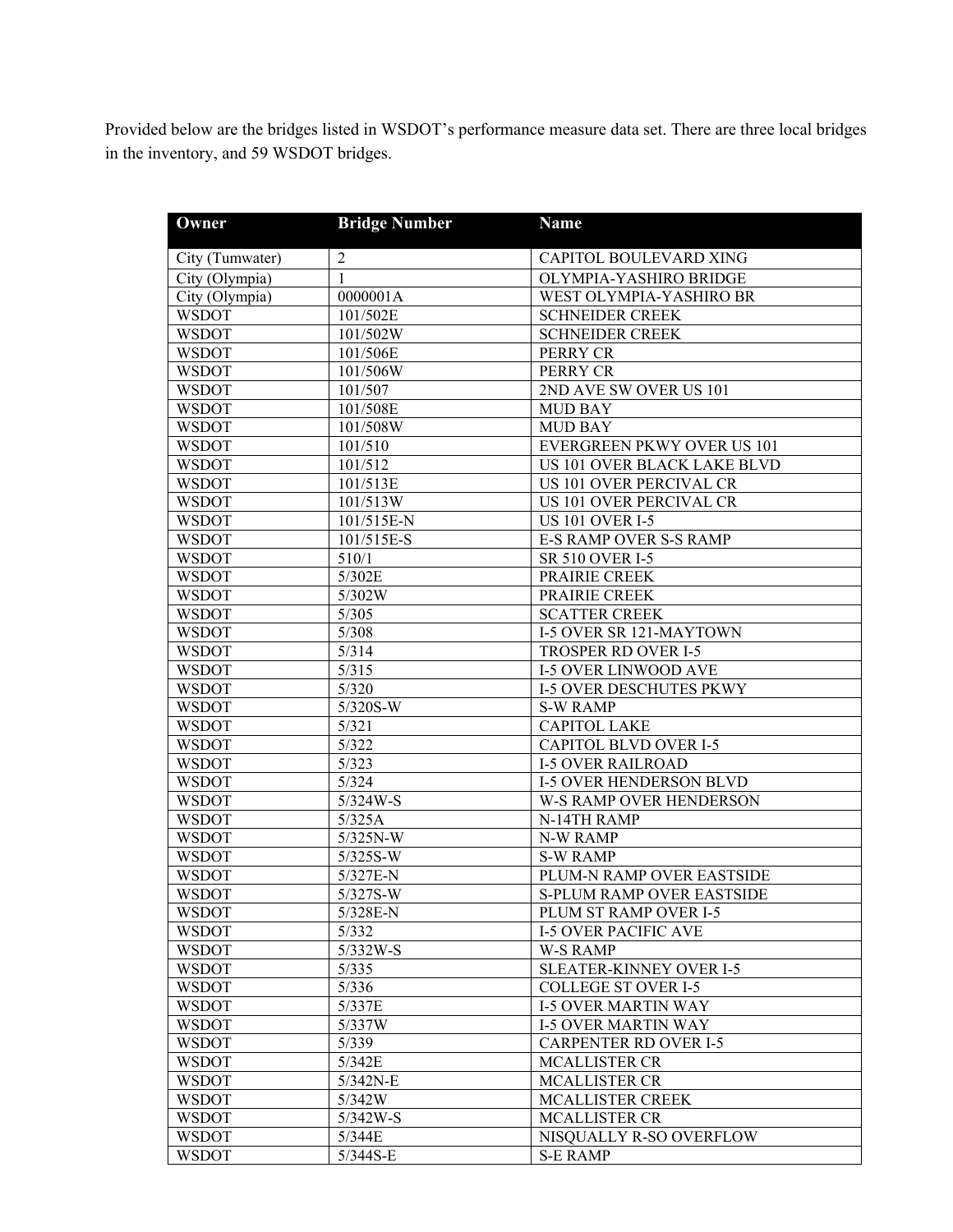Provided below are the bridges listed in WSDOT's performance measure data set. There are three local bridges in the inventory, and 59 WSDOT bridges.

| Owner | Bridge Number | Name |
|---|---|---|
| City (Tumwater) | 2 | CAPITOL BOULEVARD XING |
| City (Olympia) | 1 | OLYMPIA-YASHIRO BRIDGE |
| City (Olympia) | 0000001A | WEST OLYMPIA-YASHIRO BR |
| WSDOT | 101/502E | SCHNEIDER CREEK |
| WSDOT | 101/502W | SCHNEIDER CREEK |
| WSDOT | 101/506E | PERRY CR |
| WSDOT | 101/506W | PERRY CR |
| WSDOT | 101/507 | 2ND AVE SW OVER US 101 |
| WSDOT | 101/508E | MUD BAY |
| WSDOT | 101/508W | MUD BAY |
| WSDOT | 101/510 | EVERGREEN PKWY OVER US 101 |
| WSDOT | 101/512 | US 101 OVER BLACK LAKE BLVD |
| WSDOT | 101/513E | US 101 OVER PERCIVAL CR |
| WSDOT | 101/513W | US 101 OVER PERCIVAL CR |
| WSDOT | 101/515E-N | US 101 OVER I-5 |
| WSDOT | 101/515E-S | E-S RAMP OVER S-S RAMP |
| WSDOT | 510/1 | SR 510 OVER I-5 |
| WSDOT | 5/302E | PRAIRIE CREEK |
| WSDOT | 5/302W | PRAIRIE CREEK |
| WSDOT | 5/305 | SCATTER CREEK |
| WSDOT | 5/308 | I-5 OVER SR 121-MAYTOWN |
| WSDOT | 5/314 | TROSPER RD OVER I-5 |
| WSDOT | 5/315 | I-5 OVER LINWOOD AVE |
| WSDOT | 5/320 | I-5 OVER DESCHUTES PKWY |
| WSDOT | 5/320S-W | S-W RAMP |
| WSDOT | 5/321 | CAPITOL LAKE |
| WSDOT | 5/322 | CAPITOL BLVD OVER I-5 |
| WSDOT | 5/323 | I-5 OVER RAILROAD |
| WSDOT | 5/324 | I-5 OVER HENDERSON BLVD |
| WSDOT | 5/324W-S | W-S RAMP OVER HENDERSON |
| WSDOT | 5/325A | N-14TH RAMP |
| WSDOT | 5/325N-W | N-W RAMP |
| WSDOT | 5/325S-W | S-W RAMP |
| WSDOT | 5/327E-N | PLUM-N RAMP OVER EASTSIDE |
| WSDOT | 5/327S-W | S-PLUM RAMP OVER EASTSIDE |
| WSDOT | 5/328E-N | PLUM ST RAMP OVER I-5 |
| WSDOT | 5/332 | I-5 OVER PACIFIC AVE |
| WSDOT | 5/332W-S | W-S RAMP |
| WSDOT | 5/335 | SLEATER-KINNEY OVER I-5 |
| WSDOT | 5/336 | COLLEGE ST OVER I-5 |
| WSDOT | 5/337E | I-5 OVER MARTIN WAY |
| WSDOT | 5/337W | I-5 OVER MARTIN WAY |
| WSDOT | 5/339 | CARPENTER RD OVER I-5 |
| WSDOT | 5/342E | MCALLISTER CR |
| WSDOT | 5/342N-E | MCALLISTER CR |
| WSDOT | 5/342W | MCALLISTER CREEK |
| WSDOT | 5/342W-S | MCALLISTER CR |
| WSDOT | 5/344E | NISQUALLY R-SO OVERFLOW |
| WSDOT | 5/344S-E | S-E RAMP |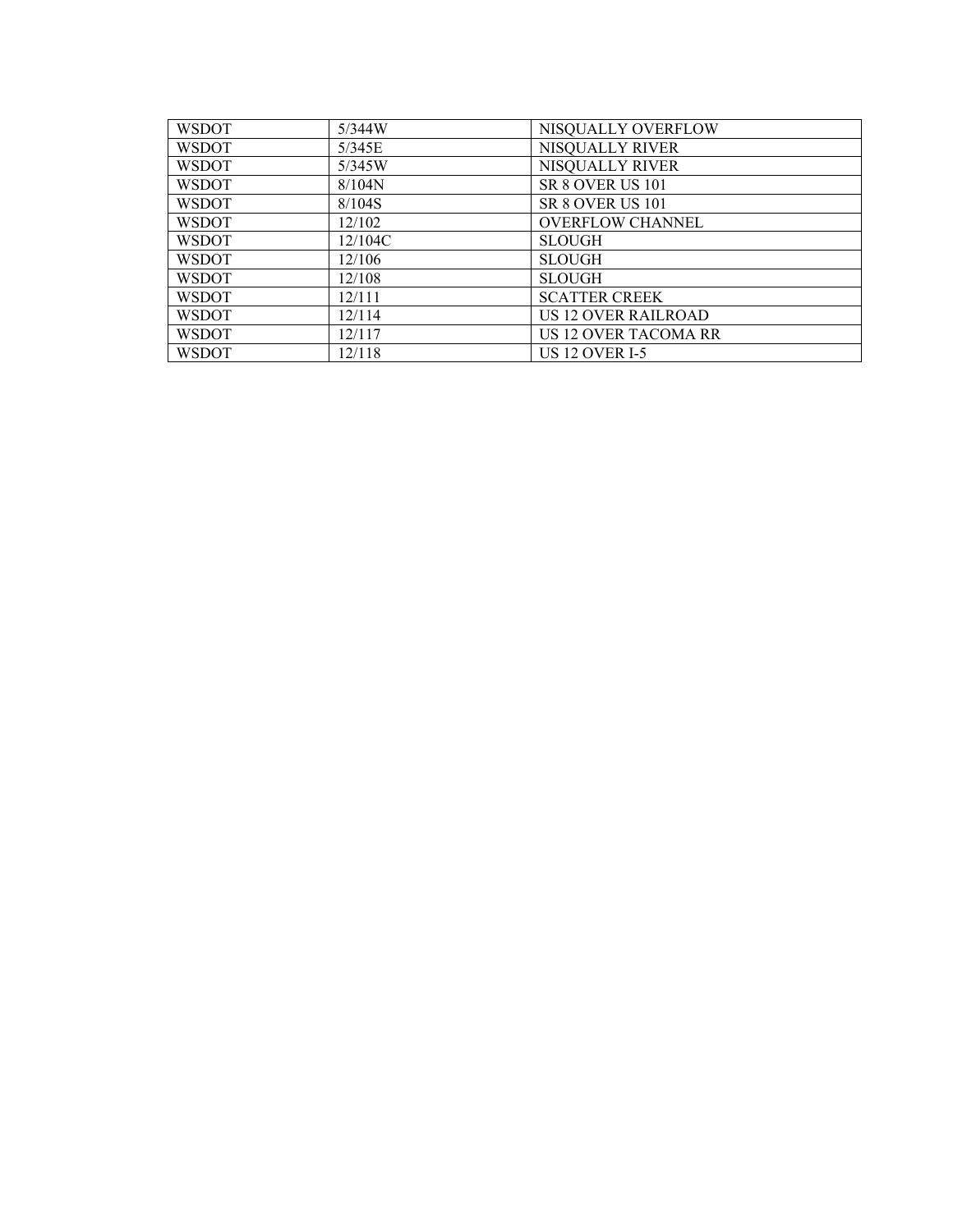| | | |
|---|---|---|
| WSDOT | 5/344W | NISQUALLY OVERFLOW |
| WSDOT | 5/345E | NISQUALLY RIVER |
| WSDOT | 5/345W | NISQUALLY RIVER |
| WSDOT | 8/104N | SR 8 OVER US 101 |
| WSDOT | 8/104S | SR 8 OVER US 101 |
| WSDOT | 12/102 | OVERFLOW CHANNEL |
| WSDOT | 12/104C | SLOUGH |
| WSDOT | 12/106 | SLOUGH |
| WSDOT | 12/108 | SLOUGH |
| WSDOT | 12/111 | SCATTER CREEK |
| WSDOT | 12/114 | US 12 OVER RAILROAD |
| WSDOT | 12/117 | US 12 OVER TACOMA RR |
| WSDOT | 12/118 | US 12 OVER I-5 |